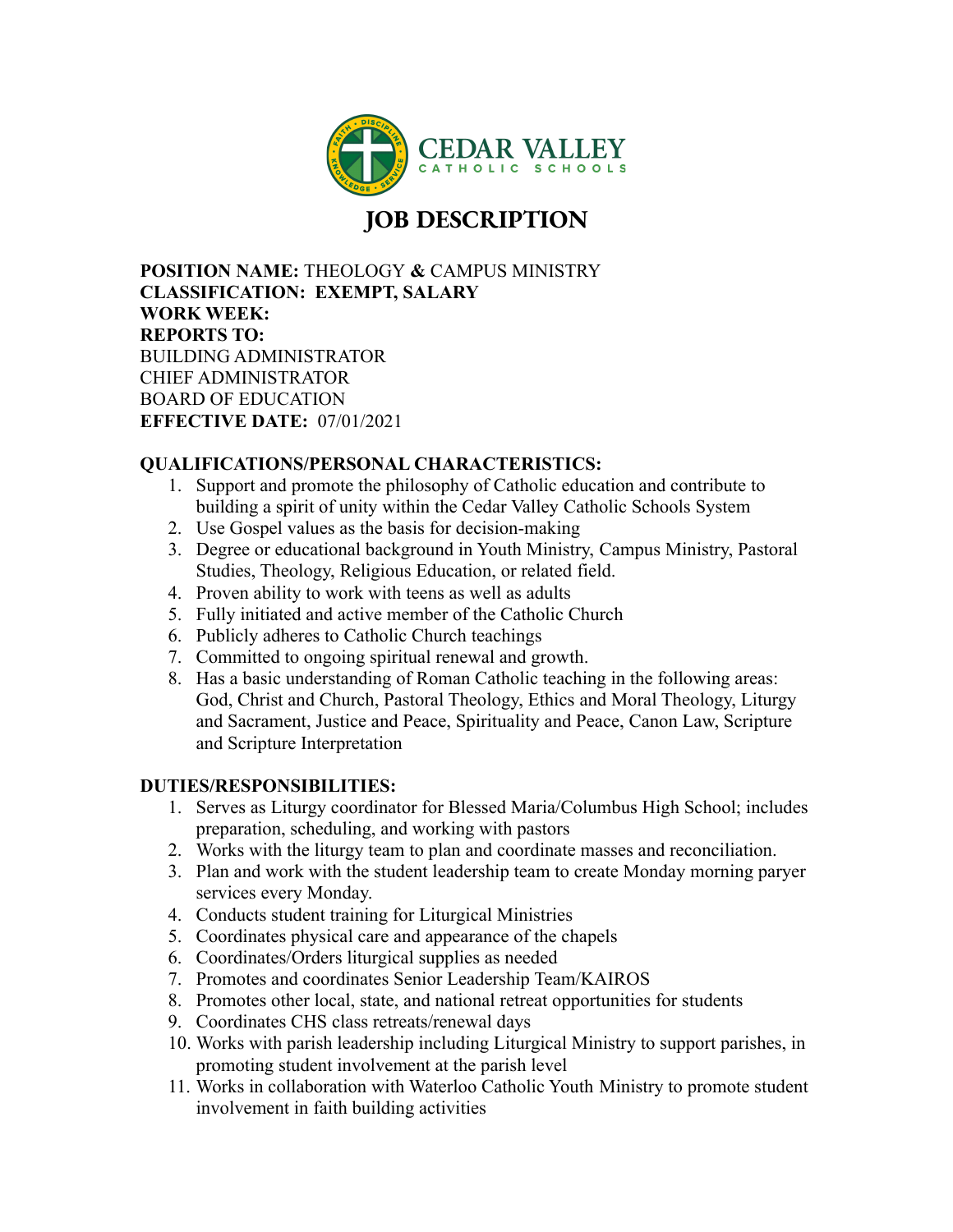CEDAR VALLEY
CATHOLIC SCHOOLS

# JOB DESCRIPTION

**POSITION NAME:** THEOLOGY **&** CAMPUS MINISTRY
**CLASSIFICATION: EXEMPT, SALARY**
**WORK WEEK:**
**REPORTS TO:**
BUILDING ADMINISTRATOR
CHIEF ADMINISTRATOR
BOARD OF EDUCATION
**EFFECTIVE DATE:** 07/01/2021

## QUALIFICATIONS/PERSONAL CHARACTERISTICS:

1. Support and promote the philosophy of Catholic education and contribute to building a spirit of unity within the Cedar Valley Catholic Schools System
2. Use Gospel values as the basis for decision-making
3. Degree or educational background in Youth Ministry, Campus Ministry, Pastoral Studies, Theology, Religious Education, or related field.
4. Proven ability to work with teens as well as adults
5. Fully initiated and active member of the Catholic Church
6. Publicly adheres to Catholic Church teachings
7. Committed to ongoing spiritual renewal and growth.
8. Has a basic understanding of Roman Catholic teaching in the following areas: God, Christ and Church, Pastoral Theology, Ethics and Moral Theology, Liturgy and Sacrament, Justice and Peace, Spirituality and Peace, Canon Law, Scripture and Scripture Interpretation

## DUTIES/RESPONSIBILITIES:

1. Serves as Liturgy coordinator for Blessed Maria/Columbus High School; includes preparation, scheduling, and working with pastors
2. Works with the liturgy team to plan and coordinate masses and reconciliation.
3. Plan and work with the student leadership team to create Monday morning paryer services every Monday.
4. Conducts student training for Liturgical Ministries
5. Coordinates physical care and appearance of the chapels
6. Coordinates/Orders liturgical supplies as needed
7. Promotes and coordinates Senior Leadership Team/KAIROS
8. Promotes other local, state, and national retreat opportunities for students
9. Coordinates CHS class retreats/renewal days
10. Works with parish leadership including Liturgical Ministry to support parishes, in promoting student involvement at the parish level
11. Works in collaboration with Waterloo Catholic Youth Ministry to promote student involvement in faith building activities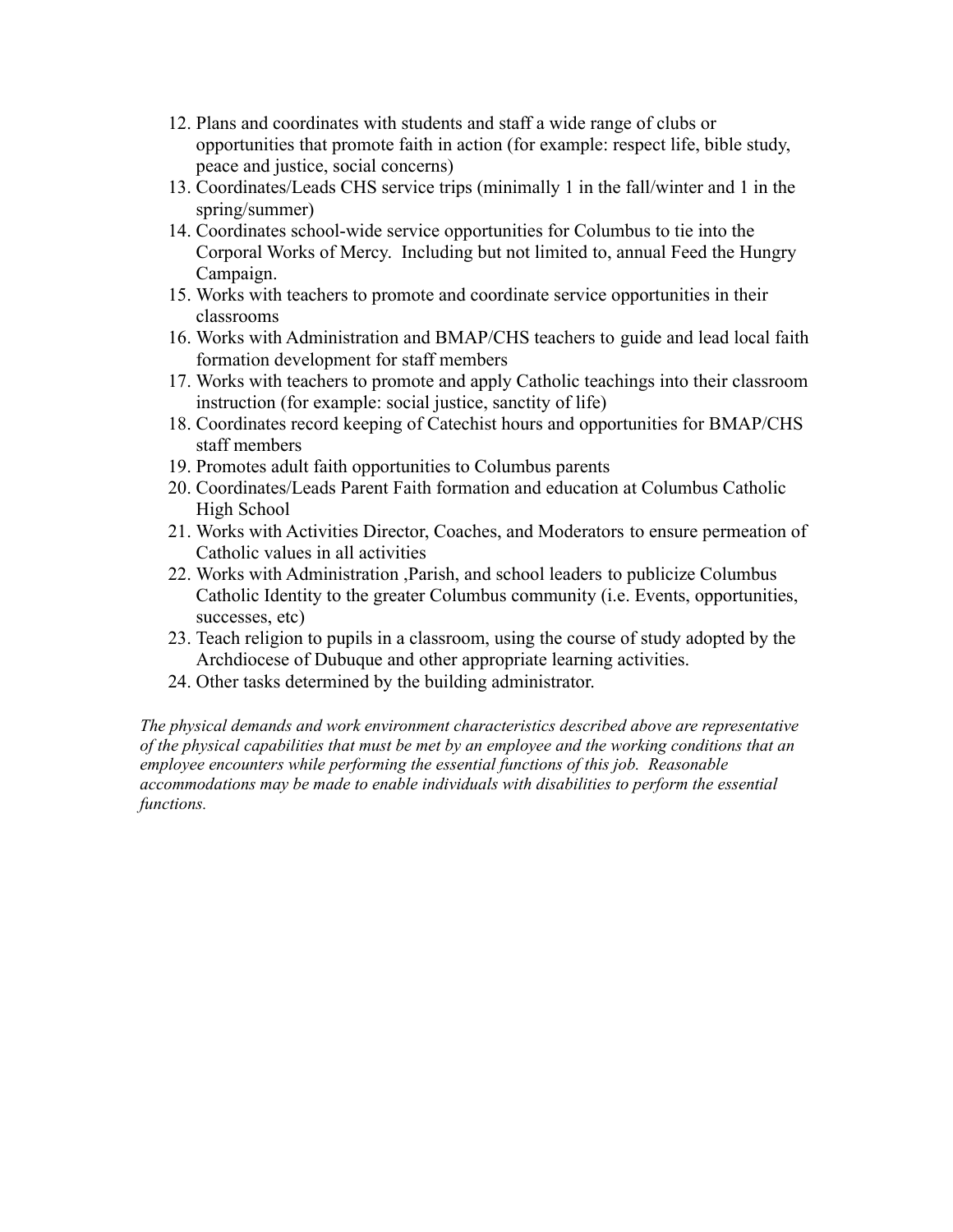12. Plans and coordinates with students and staff a wide range of clubs or opportunities that promote faith in action (for example: respect life, bible study, peace and justice, social concerns)
13. Coordinates/Leads CHS service trips (minimally 1 in the fall/winter and 1 in the spring/summer)
14. Coordinates school-wide service opportunities for Columbus to tie into the Corporal Works of Mercy. Including but not limited to, annual Feed the Hungry Campaign.
15. Works with teachers to promote and coordinate service opportunities in their classrooms
16. Works with Administration and BMAP/CHS teachers to guide and lead local faith formation development for staff members
17. Works with teachers to promote and apply Catholic teachings into their classroom instruction (for example: social justice, sanctity of life)
18. Coordinates record keeping of Catechist hours and opportunities for BMAP/CHS staff members
19. Promotes adult faith opportunities to Columbus parents
20. Coordinates/Leads Parent Faith formation and education at Columbus Catholic High School
21. Works with Activities Director, Coaches, and Moderators to ensure permeation of Catholic values in all activities
22. Works with Administration ,Parish, and school leaders to publicize Columbus Catholic Identity to the greater Columbus community (i.e. Events, opportunities, successes, etc)
23. Teach religion to pupils in a classroom, using the course of study adopted by the Archdiocese of Dubuque and other appropriate learning activities.
24. Other tasks determined by the building administrator.

*The physical demands and work environment characteristics described above are representative of the physical capabilities that must be met by an employee and the working conditions that an employee encounters while performing the essential functions of this job. Reasonable accommodations may be made to enable individuals with disabilities to perform the essential functions.*